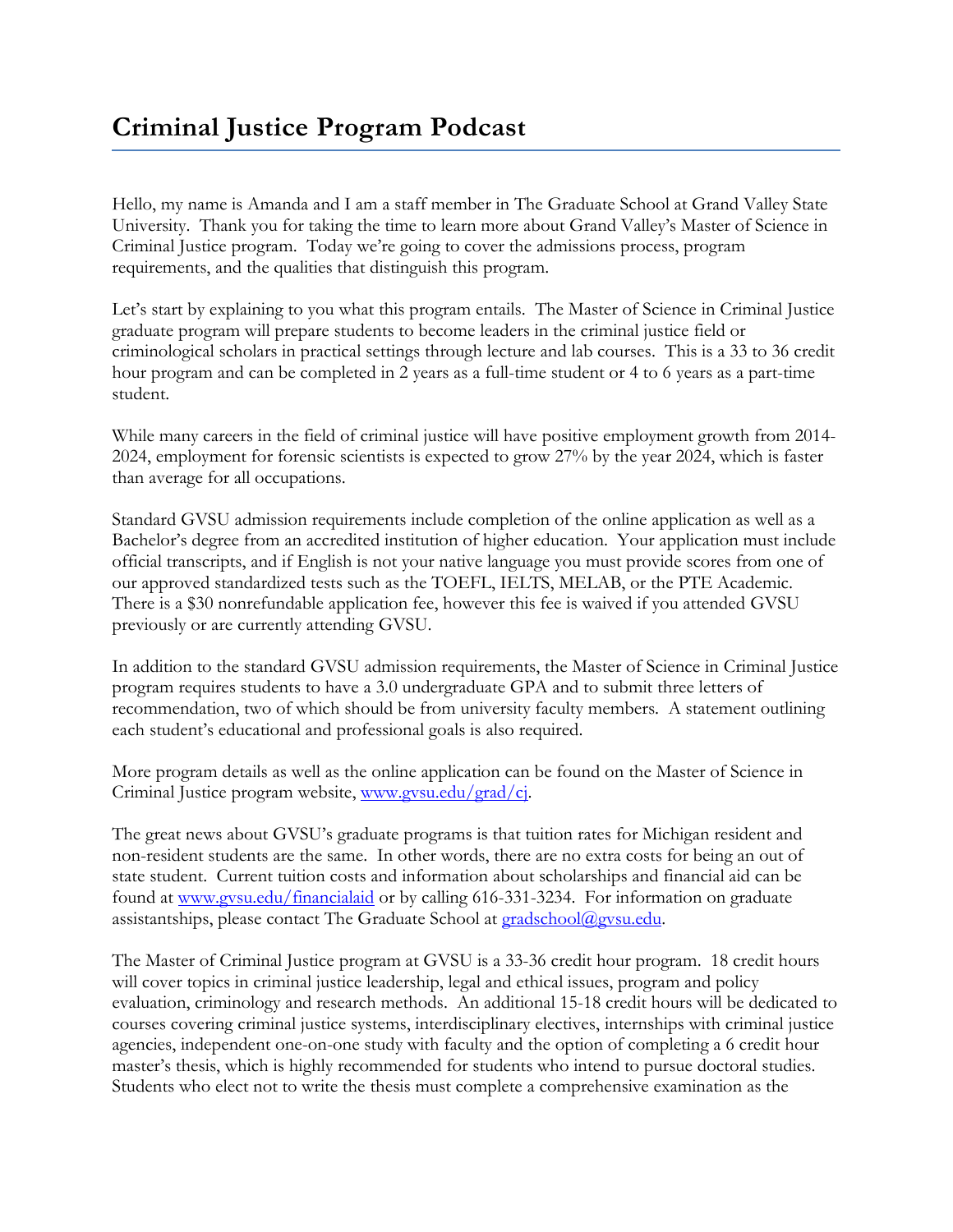# Criminal Justice Program Podcast

Hello, my name is Amanda and I am a staff member in The Graduate School at Grand Valley State University. Thank you for taking the time to learn more about Grand Valley's Master of Science in Criminal Justice program. Today we're going to cover the admissions process, program requirements, and the qualities that distinguish this program.

Let's start by explaining to you what this program entails. The Master of Science in Criminal Justice graduate program will prepare students to become leaders in the criminal justice field or criminological scholars in practical settings through lecture and lab courses. This is a 33 to 36 credit hour program and can be completed in 2 years as a full-time student or 4 to 6 years as a part-time student.

While many careers in the field of criminal justice will have positive employment growth from 2014-2024, employment for forensic scientists is expected to grow 27% by the year 2024, which is faster than average for all occupations.

Standard GVSU admission requirements include completion of the online application as well as a Bachelor's degree from an accredited institution of higher education. Your application must include official transcripts, and if English is not your native language you must provide scores from one of our approved standardized tests such as the TOEFL, IELTS, MELAB, or the PTE Academic. There is a $30 nonrefundable application fee, however this fee is waived if you attended GVSU previously or are currently attending GVSU.

In addition to the standard GVSU admission requirements, the Master of Science in Criminal Justice program requires students to have a 3.0 undergraduate GPA and to submit three letters of recommendation, two of which should be from university faculty members. A statement outlining each student's educational and professional goals is also required.

More program details as well as the online application can be found on the Master of Science in Criminal Justice program website, [www.gvsu.edu/grad/cj](www.gvsu.edu/grad/cj).

The great news about GVSU's graduate programs is that tuition rates for Michigan resident and non-resident students are the same. In other words, there are no extra costs for being an out of state student. Current tuition costs and information about scholarships and financial aid can be found at [www.gvsu.edu/financialaid](www.gvsu.edu/financialaid) or by calling 616-331-3234. For information on graduate assistantships, please contact The Graduate School at [gradschool@gvsu.edu](mailto:gradschool@gvsu.edu).

The Master of Criminal Justice program at GVSU is a 33-36 credit hour program. 18 credit hours will cover topics in criminal justice leadership, legal and ethical issues, program and policy evaluation, criminology and research methods. An additional 15-18 credit hours will be dedicated to courses covering criminal justice systems, interdisciplinary electives, internships with criminal justice agencies, independent one-on-one study with faculty and the option of completing a 6 credit hour master's thesis, which is highly recommended for students who intend to pursue doctoral studies. Students who elect not to write the thesis must complete a comprehensive examination as the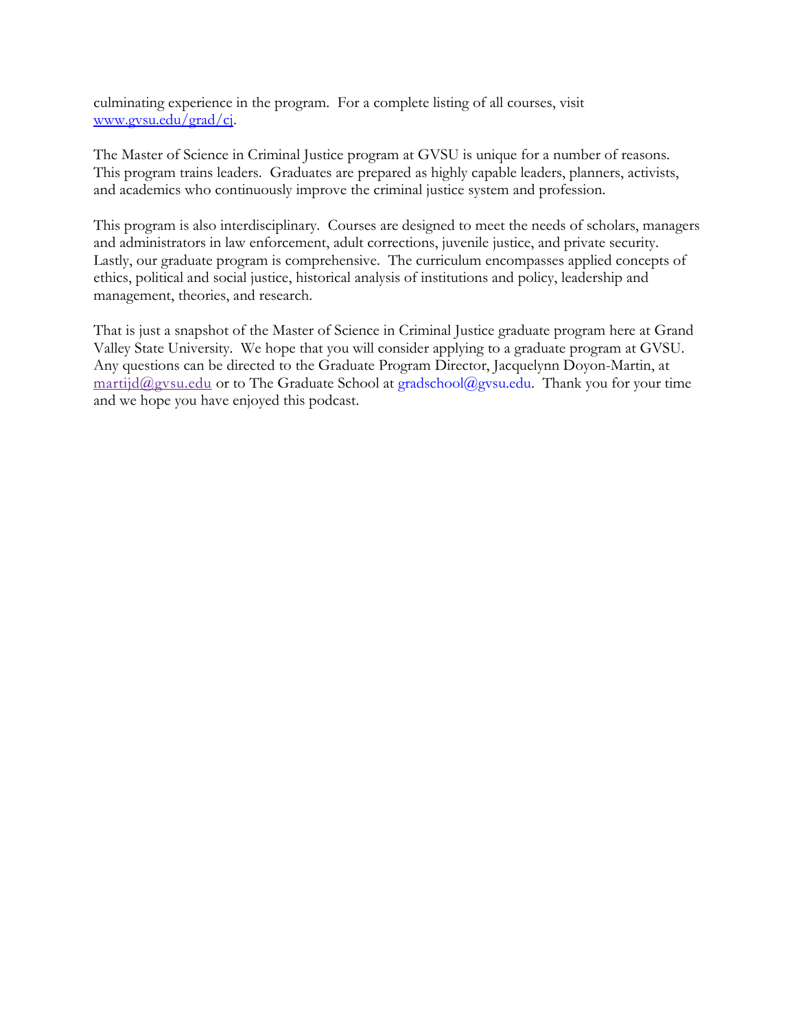culminating experience in the program. For a complete listing of all courses, visit www.gvsu.edu/grad/cj.

The Master of Science in Criminal Justice program at GVSU is unique for a number of reasons. This program trains leaders. Graduates are prepared as highly capable leaders, planners, activists, and academics who continuously improve the criminal justice system and profession.

This program is also interdisciplinary. Courses are designed to meet the needs of scholars, managers and administrators in law enforcement, adult corrections, juvenile justice, and private security. Lastly, our graduate program is comprehensive. The curriculum encompasses applied concepts of ethics, political and social justice, historical analysis of institutions and policy, leadership and management, theories, and research.

That is just a snapshot of the Master of Science in Criminal Justice graduate program here at Grand Valley State University. We hope that you will consider applying to a graduate program at GVSU. Any questions can be directed to the Graduate Program Director, Jacquelynn Doyon-Martin, at martijd@gvsu.edu or to The Graduate School at gradschool@gvsu.edu. Thank you for your time and we hope you have enjoyed this podcast.